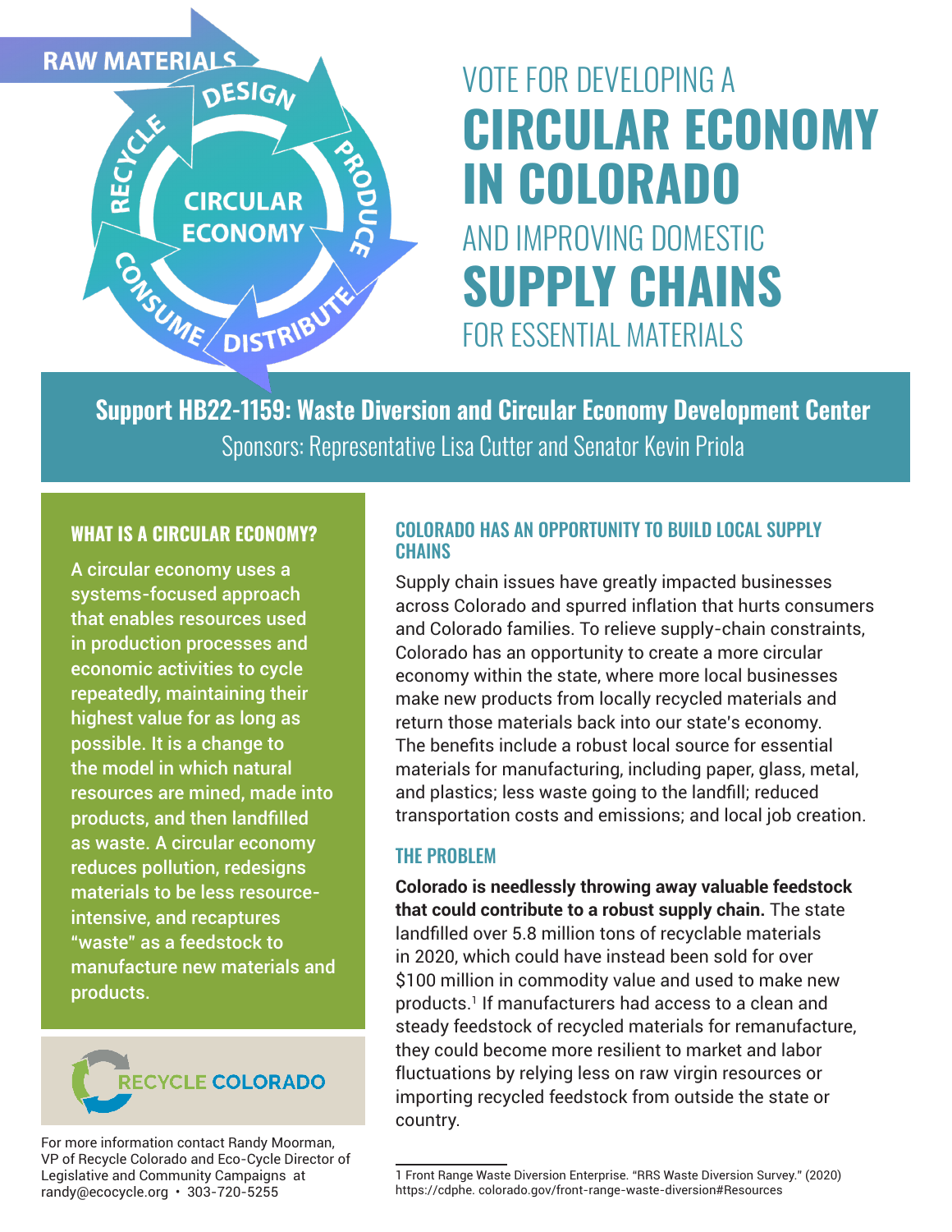RAW MATERIALS

DESIGN

PRODUCE

DISTRIBUTE

CONSUME

RECYCLE

CIRCULAR ECONOMY

# VOTE FOR DEVELOPING A **CIRCULAR ECONOMY IN COLORADO** AND IMPROVING DOMESTIC **SUPPLY CHAINS** FOR ESSENTIAL MATERIALS

## Support HB22-1159: Waste Diversion and Circular Economy Development Center

Sponsors: Representative Lisa Cutter and Senator Kevin Priola

### WHAT IS A CIRCULAR ECONOMY?

A circular economy uses a systems-focused approach that enables resources used in production processes and economic activities to cycle repeatedly, maintaining their highest value for as long as possible. It is a change to the model in which natural resources are mined, made into products, and then landfilled as waste. A circular economy reduces pollution, redesigns materials to be less resource-intensive, and recaptures "waste" as a feedstock to manufacture new materials and products.

RECYCLE COLORADO

For more information contact Randy Moorman, VP of Recycle Colorado and Eco-Cycle Director of Legislative and Community Campaigns at randy@ecocycle.org • 303-720-5255

### COLORADO HAS AN OPPORTUNITY TO BUILD LOCAL SUPPLY CHAINS

Supply chain issues have greatly impacted businesses across Colorado and spurred inflation that hurts consumers and Colorado families. To relieve supply-chain constraints, Colorado has an opportunity to create a more circular economy within the state, where more local businesses make new products from locally recycled materials and return those materials back into our state's economy. The benefits include a robust local source for essential materials for manufacturing, including paper, glass, metal, and plastics; less waste going to the landfill; reduced transportation costs and emissions; and local job creation.

### THE PROBLEM

**Colorado is needlessly throwing away valuable feedstock that could contribute to a robust supply chain.** The state landfilled over 5.8 million tons of recyclable materials in 2020, which could have instead been sold for over $100 million in commodity value and used to make new products.[1] If manufacturers had access to a clean and steady feedstock of recycled materials for remanufacture, they could become more resilient to market and labor fluctuations by relying less on raw virgin resources or importing recycled feedstock from outside the state or country.

1 Front Range Waste Diversion Enterprise. "RRS Waste Diversion Survey." (2020) https://cdphe. colorado.gov/front-range-waste-diversion#Resources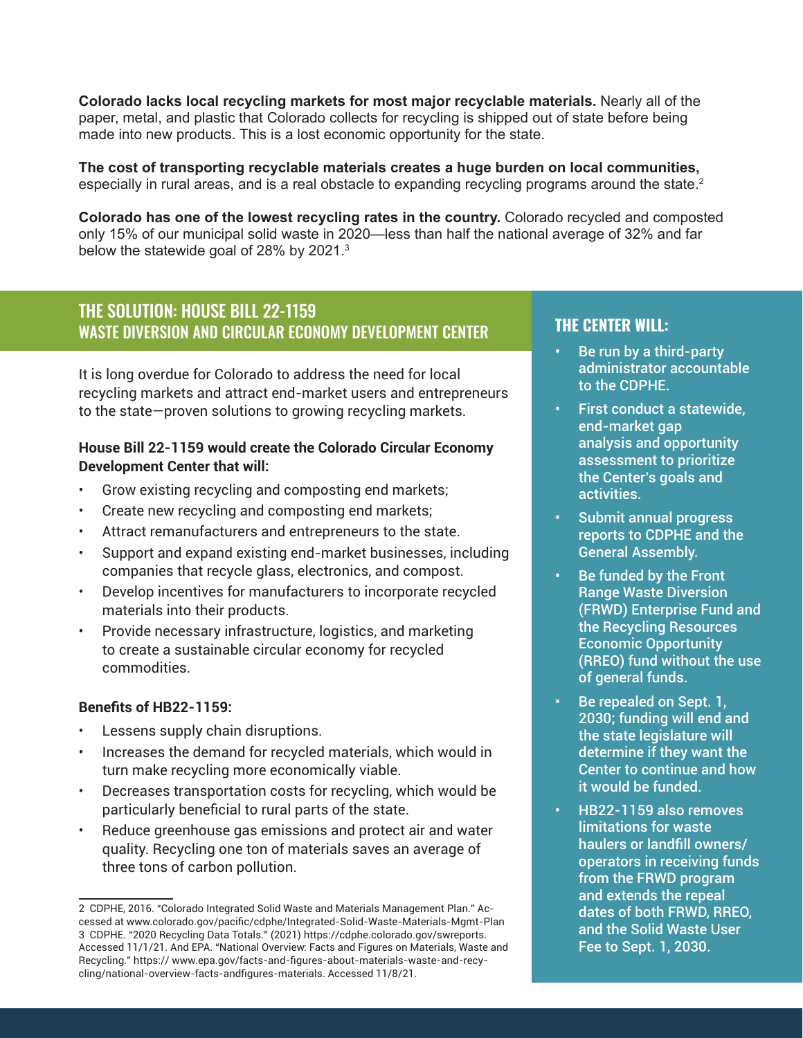**Colorado lacks local recycling markets for most major recyclable materials.** Nearly all of the paper, metal, and plastic that Colorado collects for recycling is shipped out of state before being made into new products. This is a lost economic opportunity for the state.

**The cost of transporting recyclable materials creates a huge burden on local communities,** especially in rural areas, and is a real obstacle to expanding recycling programs around the state.[2]

**Colorado has one of the lowest recycling rates in the country.** Colorado recycled and composted only 15% of our municipal solid waste in 2020—less than half the national average of 32% and far below the statewide goal of 28% by 2021.[3]

## THE SOLUTION: HOUSE BILL 22-1159
## WASTE DIVERSION AND CIRCULAR ECONOMY DEVELOPMENT CENTER

It is long overdue for Colorado to address the need for local recycling markets and attract end-market users and entrepreneurs to the state—proven solutions to growing recycling markets.

**House Bill 22-1159 would create the Colorado Circular Economy Development Center that will:**

- Grow existing recycling and composting end markets;
- Create new recycling and composting end markets;
- Attract remanufacturers and entrepreneurs to the state.
- Support and expand existing end-market businesses, including companies that recycle glass, electronics, and compost.
- Develop incentives for manufacturers to incorporate recycled materials into their products.
- Provide necessary infrastructure, logistics, and marketing to create a sustainable circular economy for recycled commodities.

**Benefits of HB22-1159:**

- Lessens supply chain disruptions.
- Increases the demand for recycled materials, which would in turn make recycling more economically viable.
- Decreases transportation costs for recycling, which would be particularly beneficial to rural parts of the state.
- Reduce greenhouse gas emissions and protect air and water quality. Recycling one ton of materials saves an average of three tons of carbon pollution.

## THE CENTER WILL:

- Be run by a third-party administrator accountable to the CDPHE.
- First conduct a statewide, end-market gap analysis and opportunity assessment to prioritize the Center's goals and activities.
- Submit annual progress reports to CDPHE and the General Assembly.
- Be funded by the Front Range Waste Diversion (FRWD) Enterprise Fund and the Recycling Resources Economic Opportunity (RREO) fund without the use of general funds.
- Be repealed on Sept. 1, 2030; funding will end and the state legislature will determine if they want the Center to continue and how it would be funded.
- HB22-1159 also removes limitations for waste haulers or landfill owners/operators in receiving funds from the FRWD program and extends the repeal dates of both FRWD, RREO, and the Solid Waste User Fee to Sept. 1, 2030.

---

2 CDPHE, 2016. "Colorado Integrated Solid Waste and Materials Management Plan." Accessed at www.colorado.gov/pacific/cdphe/Integrated-Solid-Waste-Materials-Mgmt-Plan
3 CDPHE. "2020 Recycling Data Totals." (2021) https://cdphe.colorado.gov/swreports. Accessed 11/1/21. And EPA. "National Overview: Facts and Figures on Materials, Waste and Recycling." https:// www.epa.gov/facts-and-figures-about-materials-waste-and-recycling/national-overview-facts-andfigures-materials. Accessed 11/8/21.